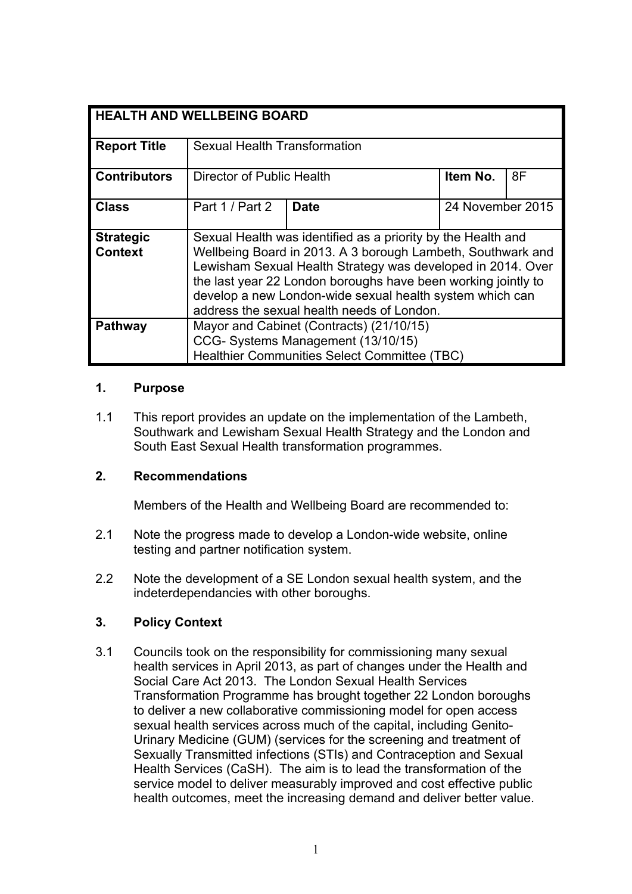| HEALTH AND WELLBEING BOARD | | | | |
|---|---|---|---|---|
| **Report Title** | Sexual Health Transformation | | | |
| **Contributors** | Director of Public Health | | **Item No.** | 8F |
| **Class** | Part 1 / Part 2 | **Date** | 24 November 2015 | |
| **Strategic Context** | Sexual Health was identified as a priority by the Health and Wellbeing Board in 2013. A 3 borough Lambeth, Southwark and Lewisham Sexual Health Strategy was developed in 2014. Over the last year 22 London boroughs have been working jointly to develop a new London-wide sexual health system which can address the sexual health needs of London. | | | |
| **Pathway** | Mayor and Cabinet (Contracts) (21/10/15)<br>CCG- Systems Management (13/10/15)<br>Healthier Communities Select Committee (TBC) | | | |

## 1. Purpose

1.1 This report provides an update on the implementation of the Lambeth, Southwark and Lewisham Sexual Health Strategy and the London and South East Sexual Health transformation programmes.

## 2. Recommendations

Members of the Health and Wellbeing Board are recommended to:

2.1 Note the progress made to develop a London-wide website, online testing and partner notification system.

2.2 Note the development of a SE London sexual health system, and the indeterdependancies with other boroughs.

## 3. Policy Context

3.1 Councils took on the responsibility for commissioning many sexual health services in April 2013, as part of changes under the Health and Social Care Act 2013. The London Sexual Health Services Transformation Programme has brought together 22 London boroughs to deliver a new collaborative commissioning model for open access sexual health services across much of the capital, including Genito-Urinary Medicine (GUM) (services for the screening and treatment of Sexually Transmitted infections (STIs) and Contraception and Sexual Health Services (CaSH). The aim is to lead the transformation of the service model to deliver measurably improved and cost effective public health outcomes, meet the increasing demand and deliver better value.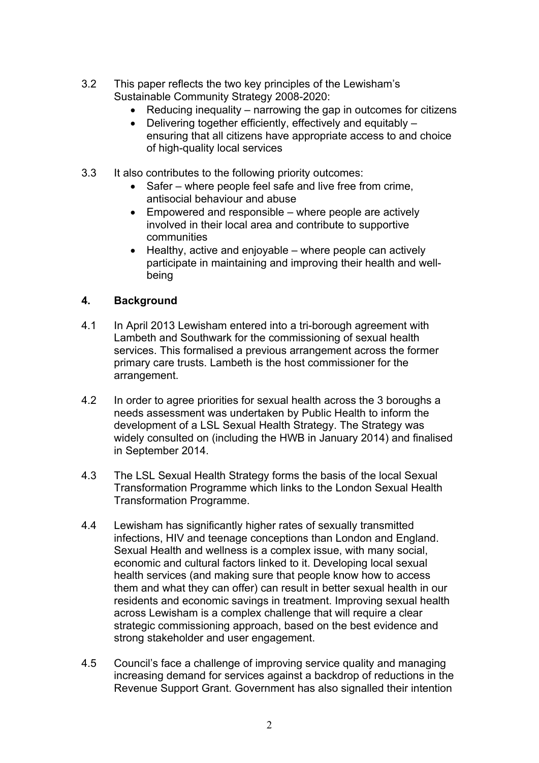3.2 This paper reflects the two key principles of the Lewisham's Sustainable Community Strategy 2008-2020:

- Reducing inequality – narrowing the gap in outcomes for citizens
- Delivering together efficiently, effectively and equitably – ensuring that all citizens have appropriate access to and choice of high-quality local services

3.3 It also contributes to the following priority outcomes:

- Safer – where people feel safe and live free from crime, antisocial behaviour and abuse
- Empowered and responsible – where people are actively involved in their local area and contribute to supportive communities
- Healthy, active and enjoyable – where people can actively participate in maintaining and improving their health and well-being

## 4. Background

4.1 In April 2013 Lewisham entered into a tri-borough agreement with Lambeth and Southwark for the commissioning of sexual health services. This formalised a previous arrangement across the former primary care trusts. Lambeth is the host commissioner for the arrangement.

4.2 In order to agree priorities for sexual health across the 3 boroughs a needs assessment was undertaken by Public Health to inform the development of a LSL Sexual Health Strategy. The Strategy was widely consulted on (including the HWB in January 2014) and finalised in September 2014.

4.3 The LSL Sexual Health Strategy forms the basis of the local Sexual Transformation Programme which links to the London Sexual Health Transformation Programme.

4.4 Lewisham has significantly higher rates of sexually transmitted infections, HIV and teenage conceptions than London and England. Sexual Health and wellness is a complex issue, with many social, economic and cultural factors linked to it. Developing local sexual health services (and making sure that people know how to access them and what they can offer) can result in better sexual health in our residents and economic savings in treatment. Improving sexual health across Lewisham is a complex challenge that will require a clear strategic commissioning approach, based on the best evidence and strong stakeholder and user engagement.

4.5 Council's face a challenge of improving service quality and managing increasing demand for services against a backdrop of reductions in the Revenue Support Grant. Government has also signalled their intention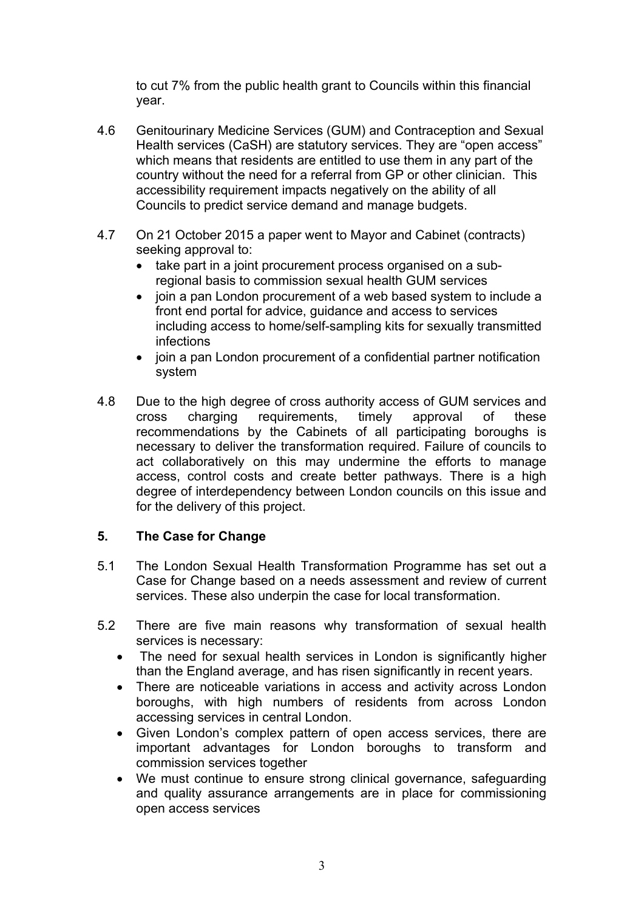to cut 7% from the public health grant to Councils within this financial year.

4.6 Genitourinary Medicine Services (GUM) and Contraception and Sexual Health services (CaSH) are statutory services. They are "open access" which means that residents are entitled to use them in any part of the country without the need for a referral from GP or other clinician. This accessibility requirement impacts negatively on the ability of all Councils to predict service demand and manage budgets.

4.7 On 21 October 2015 a paper went to Mayor and Cabinet (contracts) seeking approval to:

- take part in a joint procurement process organised on a sub-regional basis to commission sexual health GUM services
- join a pan London procurement of a web based system to include a front end portal for advice, guidance and access to services including access to home/self-sampling kits for sexually transmitted infections
- join a pan London procurement of a confidential partner notification system

4.8 Due to the high degree of cross authority access of GUM services and cross charging requirements, timely approval of these recommendations by the Cabinets of all participating boroughs is necessary to deliver the transformation required. Failure of councils to act collaboratively on this may undermine the efforts to manage access, control costs and create better pathways. There is a high degree of interdependency between London councils on this issue and for the delivery of this project.

## 5. The Case for Change

5.1 The London Sexual Health Transformation Programme has set out a Case for Change based on a needs assessment and review of current services. These also underpin the case for local transformation.

5.2 There are five main reasons why transformation of sexual health services is necessary:

- The need for sexual health services in London is significantly higher than the England average, and has risen significantly in recent years.
- There are noticeable variations in access and activity across London boroughs, with high numbers of residents from across London accessing services in central London.
- Given London's complex pattern of open access services, there are important advantages for London boroughs to transform and commission services together
- We must continue to ensure strong clinical governance, safeguarding and quality assurance arrangements are in place for commissioning open access services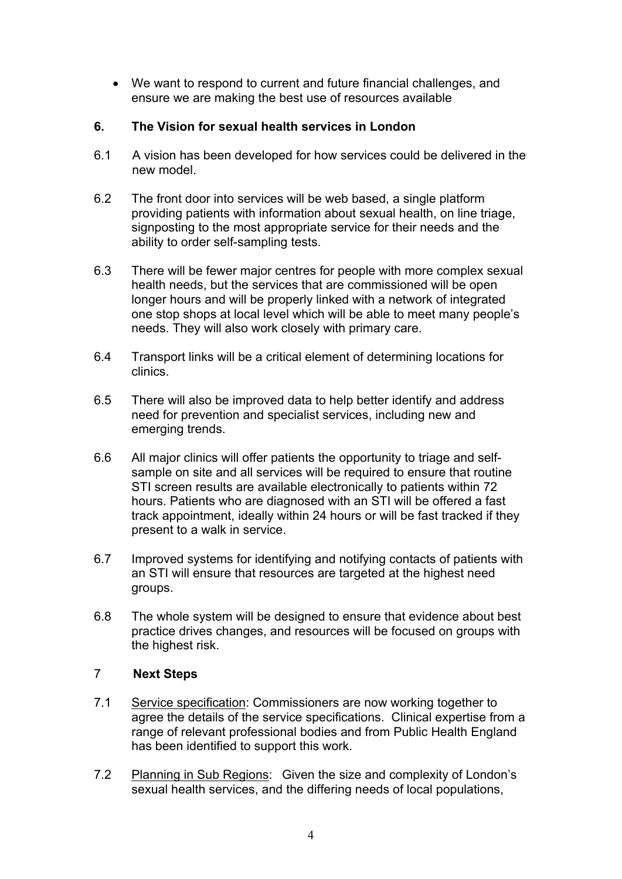- We want to respond to current and future financial challenges, and ensure we are making the best use of resources available

## 6. The Vision for sexual health services in London

6.1 A vision has been developed for how services could be delivered in the new model.

6.2 The front door into services will be web based, a single platform providing patients with information about sexual health, on line triage, signposting to the most appropriate service for their needs and the ability to order self-sampling tests.

6.3 There will be fewer major centres for people with more complex sexual health needs, but the services that are commissioned will be open longer hours and will be properly linked with a network of integrated one stop shops at local level which will be able to meet many people's needs. They will also work closely with primary care.

6.4 Transport links will be a critical element of determining locations for clinics.

6.5 There will also be improved data to help better identify and address need for prevention and specialist services, including new and emerging trends.

6.6 All major clinics will offer patients the opportunity to triage and self-sample on site and all services will be required to ensure that routine STI screen results are available electronically to patients within 72 hours. Patients who are diagnosed with an STI will be offered a fast track appointment, ideally within 24 hours or will be fast tracked if they present to a walk in service.

6.7 Improved systems for identifying and notifying contacts of patients with an STI will ensure that resources are targeted at the highest need groups.

6.8 The whole system will be designed to ensure that evidence about best practice drives changes, and resources will be focused on groups with the highest risk.

## 7 Next Steps

7.1 Service specification: Commissioners are now working together to agree the details of the service specifications. Clinical expertise from a range of relevant professional bodies and from Public Health England has been identified to support this work.

7.2 Planning in Sub Regions: Given the size and complexity of London's sexual health services, and the differing needs of local populations,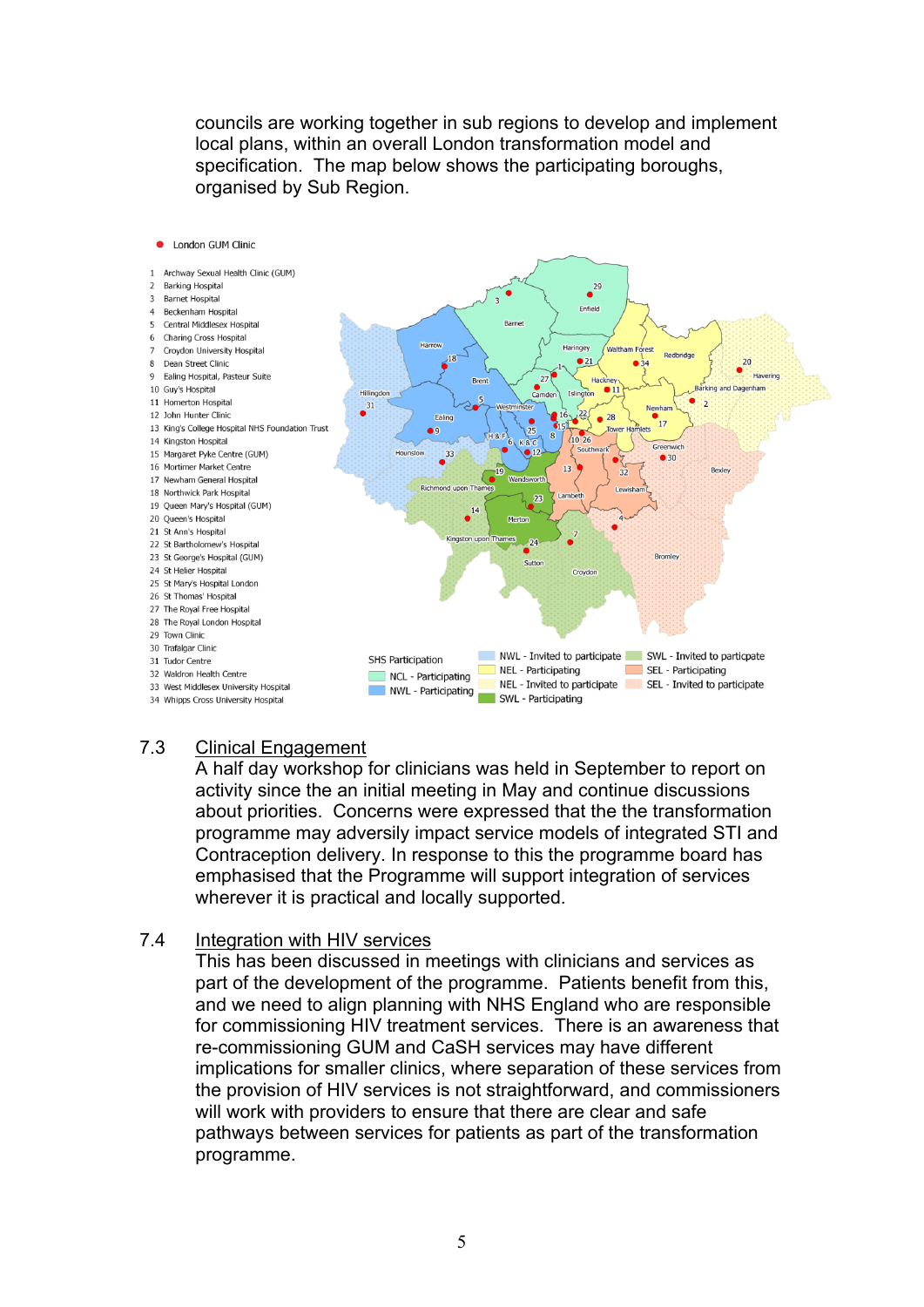councils are working together in sub regions to develop and implement local plans, within an overall London transformation model and specification. The map below shows the participating boroughs, organised by Sub Region.

London GUM Clinic

1 Archway Sexual Health Clinic (GUM)
2 Barking Hospital
3 Barnet Hospital
4 Beckenham Hospital
5 Central Middlesex Hospital
6 Charing Cross Hospital
7 Croydon University Hospital
8 Dean Street Clinic
9 Ealing Hospital, Pasteur Suite
10 Guy's Hospital
11 Homerton Hospital
12 John Hunter Clinic
13 King's College Hospital NHS Foundation Trust
14 Kingston Hospital
15 Margaret Pyke Centre (GUM)
16 Mortimer Market Centre
17 Newham General Hospital
18 Northwick Park Hospital
19 Queen Mary's Hospital (GUM)
20 Queen's Hospital
21 St Ann's Hospital
22 St Bartholomew's Hospital
23 St George's Hospital (GUM)
24 St Helier Hospital
25 St Mary's Hospital London
26 St Thomas' Hospital
27 The Royal Free Hospital
28 The Royal London Hospital
29 Town Clinic
30 Trafalgar Clinic
31 Tudor Centre
32 Waldron Health Centre
33 West Middlesex University Hospital
34 Whipps Cross University Hospital

SHS Participation
- NCL - Participating
- NWL - Participating
- NWL - Invited to participate
- NEL - Participating
- NEL - Invited to participate
- SWL - Participating
- SWL - Invited to particpate
- SEL - Participating
- SEL - Invited to participate

7.3 Clinical Engagement

A half day workshop for clinicians was held in September to report on activity since the an initial meeting in May and continue discussions about priorities. Concerns were expressed that the the transformation programme may adversely impact service models of integrated STI and Contraception delivery. In response to this the programme board has emphasised that the Programme will support integration of services wherever it is practical and locally supported.

7.4 Integration with HIV services

This has been discussed in meetings with clinicians and services as part of the development of the programme. Patients benefit from this, and we need to align planning with NHS England who are responsible for commissioning HIV treatment services. There is an awareness that re-commissioning GUM and CaSH services may have different implications for smaller clinics, where separation of these services from the provision of HIV services is not straightforward, and commissioners will work with providers to ensure that there are clear and safe pathways between services for patients as part of the transformation programme.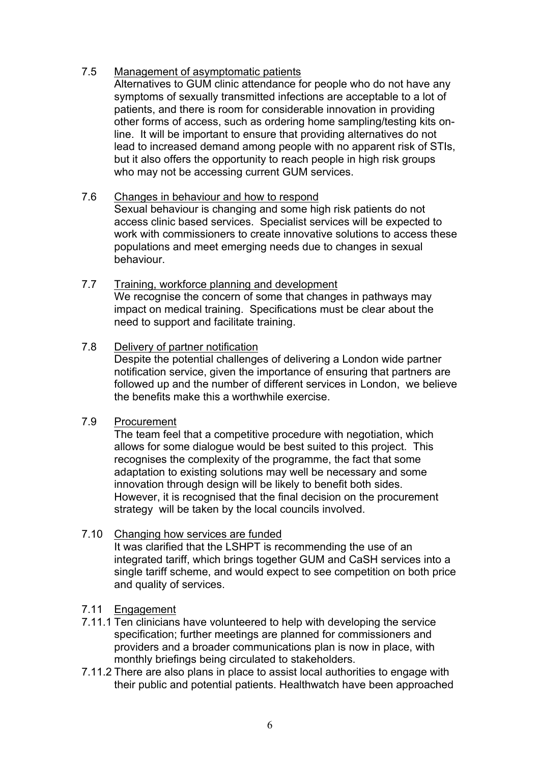7.5 Management of asymptomatic patients

Alternatives to GUM clinic attendance for people who do not have any symptoms of sexually transmitted infections are acceptable to a lot of patients, and there is room for considerable innovation in providing other forms of access, such as ordering home sampling/testing kits on-line. It will be important to ensure that providing alternatives do not lead to increased demand among people with no apparent risk of STIs, but it also offers the opportunity to reach people in high risk groups who may not be accessing current GUM services.

7.6 Changes in behaviour and how to respond

Sexual behaviour is changing and some high risk patients do not access clinic based services. Specialist services will be expected to work with commissioners to create innovative solutions to access these populations and meet emerging needs due to changes in sexual behaviour.

7.7 Training, workforce planning and development

We recognise the concern of some that changes in pathways may impact on medical training. Specifications must be clear about the need to support and facilitate training.

7.8 Delivery of partner notification

Despite the potential challenges of delivering a London wide partner notification service, given the importance of ensuring that partners are followed up and the number of different services in London, we believe the benefits make this a worthwhile exercise.

7.9 Procurement

The team feel that a competitive procedure with negotiation, which allows for some dialogue would be best suited to this project. This recognises the complexity of the programme, the fact that some adaptation to existing solutions may well be necessary and some innovation through design will be likely to benefit both sides. However, it is recognised that the final decision on the procurement strategy will be taken by the local councils involved.

7.10 Changing how services are funded

It was clarified that the LSHPT is recommending the use of an integrated tariff, which brings together GUM and CaSH services into a single tariff scheme, and would expect to see competition on both price and quality of services.

7.11 Engagement

7.11.1 Ten clinicians have volunteered to help with developing the service specification; further meetings are planned for commissioners and providers and a broader communications plan is now in place, with monthly briefings being circulated to stakeholders.

7.11.2 There are also plans in place to assist local authorities to engage with their public and potential patients. Healthwatch have been approached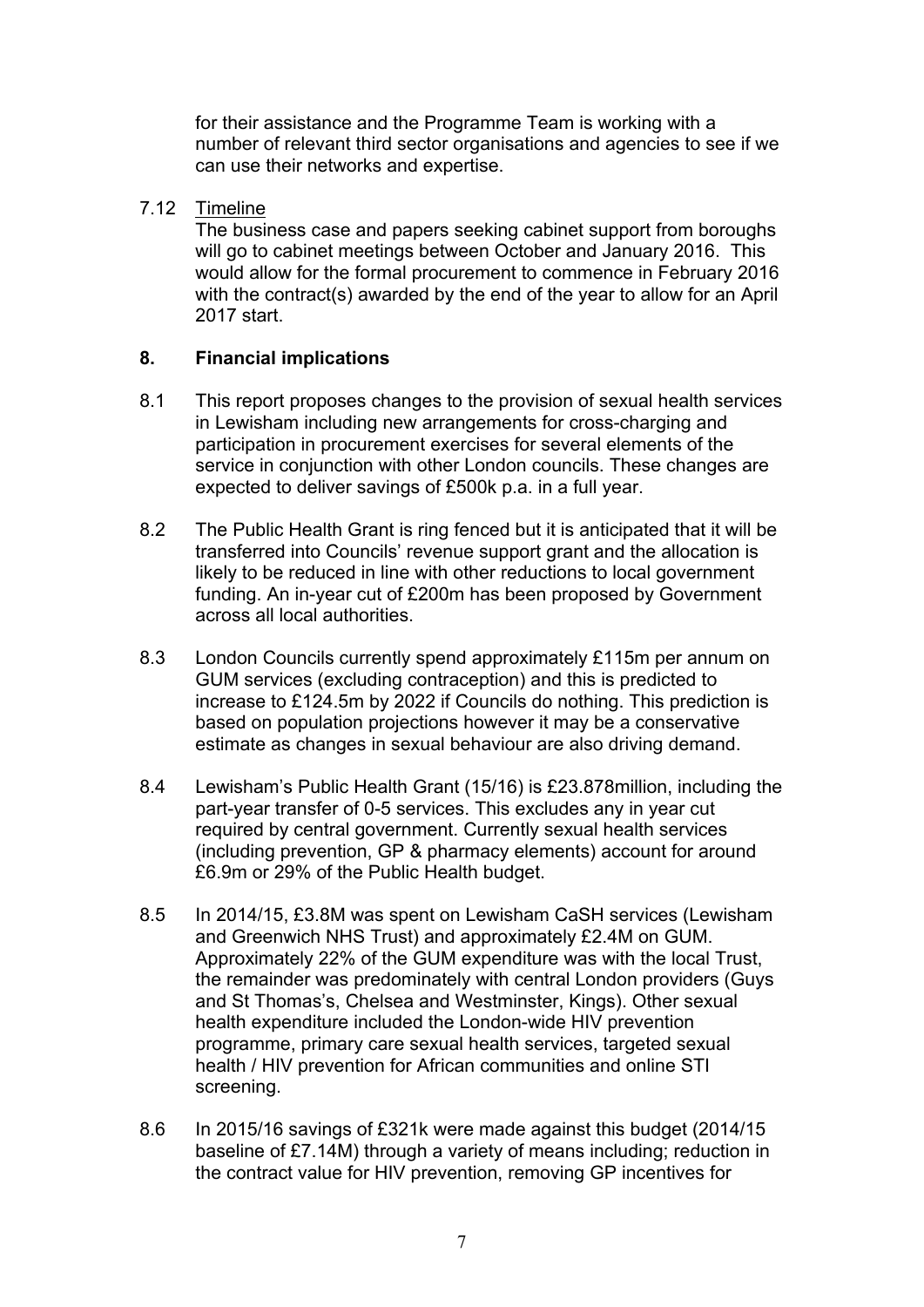for their assistance and the Programme Team is working with a number of relevant third sector organisations and agencies to see if we can use their networks and expertise.

7.12 Timeline

The business case and papers seeking cabinet support from boroughs will go to cabinet meetings between October and January 2016. This would allow for the formal procurement to commence in February 2016 with the contract(s) awarded by the end of the year to allow for an April 2017 start.

## 8. Financial implications

8.1 This report proposes changes to the provision of sexual health services in Lewisham including new arrangements for cross-charging and participation in procurement exercises for several elements of the service in conjunction with other London councils. These changes are expected to deliver savings of £500k p.a. in a full year.

8.2 The Public Health Grant is ring fenced but it is anticipated that it will be transferred into Councils' revenue support grant and the allocation is likely to be reduced in line with other reductions to local government funding. An in-year cut of £200m has been proposed by Government across all local authorities.

8.3 London Councils currently spend approximately £115m per annum on GUM services (excluding contraception) and this is predicted to increase to £124.5m by 2022 if Councils do nothing. This prediction is based on population projections however it may be a conservative estimate as changes in sexual behaviour are also driving demand.

8.4 Lewisham's Public Health Grant (15/16) is £23.878million, including the part-year transfer of 0-5 services. This excludes any in year cut required by central government. Currently sexual health services (including prevention, GP & pharmacy elements) account for around £6.9m or 29% of the Public Health budget.

8.5 In 2014/15, £3.8M was spent on Lewisham CaSH services (Lewisham and Greenwich NHS Trust) and approximately £2.4M on GUM. Approximately 22% of the GUM expenditure was with the local Trust, the remainder was predominately with central London providers (Guys and St Thomas's, Chelsea and Westminster, Kings). Other sexual health expenditure included the London-wide HIV prevention programme, primary care sexual health services, targeted sexual health / HIV prevention for African communities and online STI screening.

8.6 In 2015/16 savings of £321k were made against this budget (2014/15 baseline of £7.14M) through a variety of means including; reduction in the contract value for HIV prevention, removing GP incentives for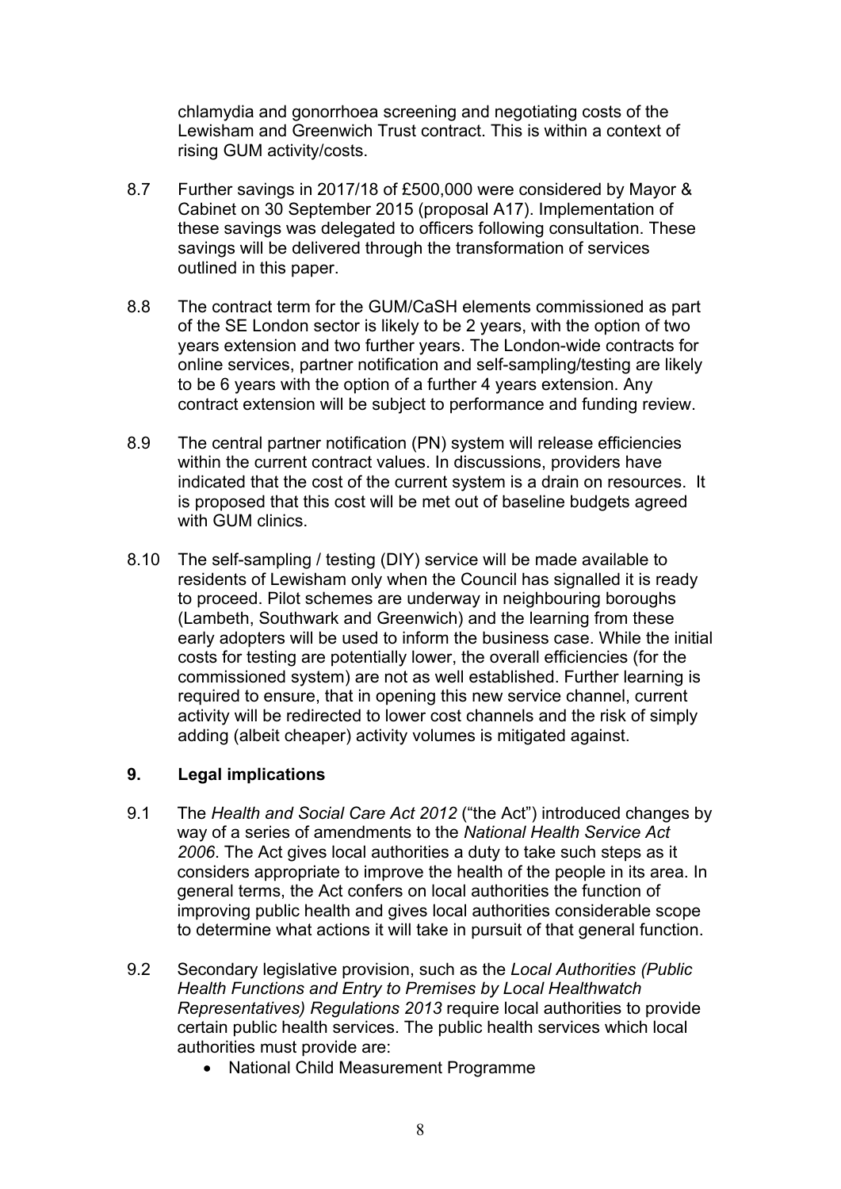chlamydia and gonorrhoea screening and negotiating costs of the Lewisham and Greenwich Trust contract. This is within a context of rising GUM activity/costs.

8.7 Further savings in 2017/18 of £500,000 were considered by Mayor & Cabinet on 30 September 2015 (proposal A17). Implementation of these savings was delegated to officers following consultation. These savings will be delivered through the transformation of services outlined in this paper.

8.8 The contract term for the GUM/CaSH elements commissioned as part of the SE London sector is likely to be 2 years, with the option of two years extension and two further years. The London-wide contracts for online services, partner notification and self-sampling/testing are likely to be 6 years with the option of a further 4 years extension. Any contract extension will be subject to performance and funding review.

8.9 The central partner notification (PN) system will release efficiencies within the current contract values. In discussions, providers have indicated that the cost of the current system is a drain on resources. It is proposed that this cost will be met out of baseline budgets agreed with GUM clinics.

8.10 The self-sampling / testing (DIY) service will be made available to residents of Lewisham only when the Council has signalled it is ready to proceed. Pilot schemes are underway in neighbouring boroughs (Lambeth, Southwark and Greenwich) and the learning from these early adopters will be used to inform the business case. While the initial costs for testing are potentially lower, the overall efficiencies (for the commissioned system) are not as well established. Further learning is required to ensure, that in opening this new service channel, current activity will be redirected to lower cost channels and the risk of simply adding (albeit cheaper) activity volumes is mitigated against.

## 9. Legal implications

9.1 The *Health and Social Care Act 2012* ("the Act") introduced changes by way of a series of amendments to the *National Health Service Act 2006*. The Act gives local authorities a duty to take such steps as it considers appropriate to improve the health of the people in its area. In general terms, the Act confers on local authorities the function of improving public health and gives local authorities considerable scope to determine what actions it will take in pursuit of that general function.

9.2 Secondary legislative provision, such as the *Local Authorities (Public Health Functions and Entry to Premises by Local Healthwatch Representatives) Regulations 2013* require local authorities to provide certain public health services. The public health services which local authorities must provide are:

- National Child Measurement Programme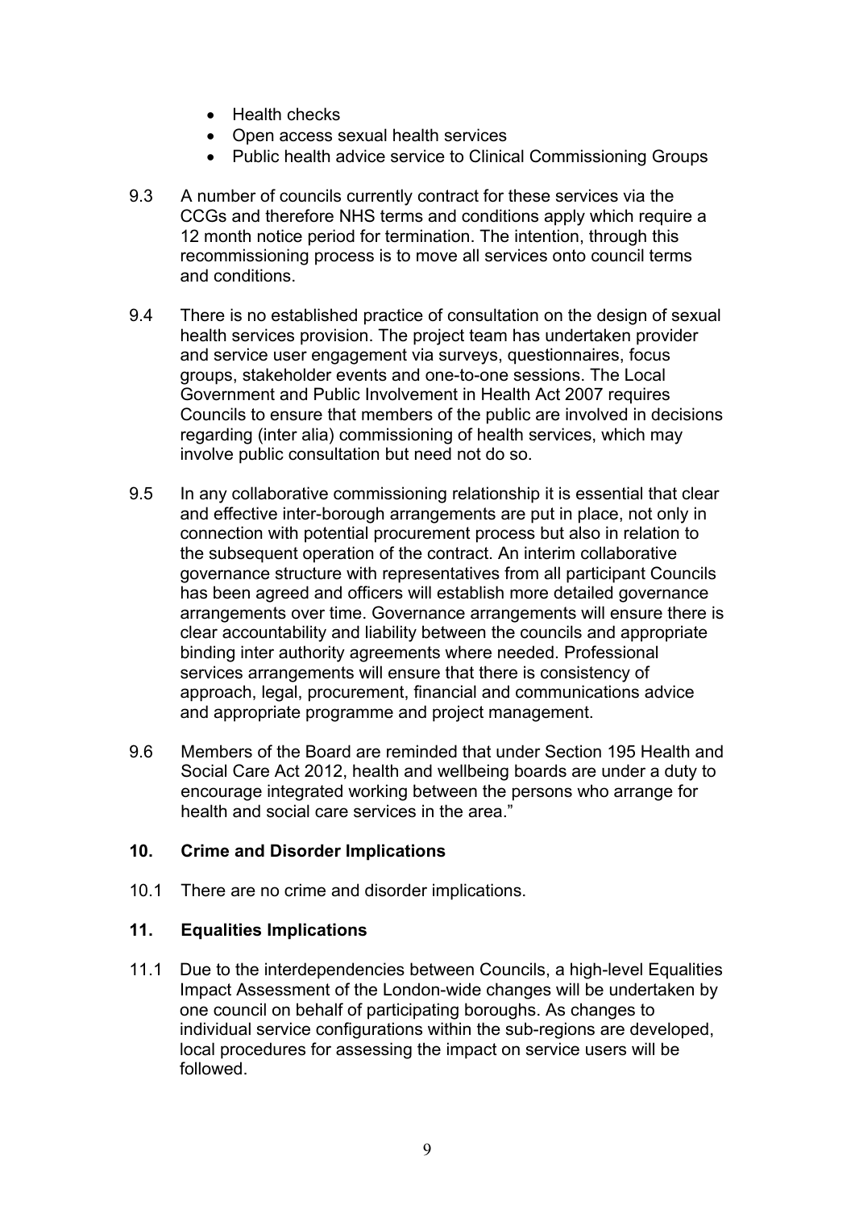- Health checks
- Open access sexual health services
- Public health advice service to Clinical Commissioning Groups

9.3 A number of councils currently contract for these services via the CCGs and therefore NHS terms and conditions apply which require a 12 month notice period for termination. The intention, through this recommissioning process is to move all services onto council terms and conditions.

9.4 There is no established practice of consultation on the design of sexual health services provision. The project team has undertaken provider and service user engagement via surveys, questionnaires, focus groups, stakeholder events and one-to-one sessions. The Local Government and Public Involvement in Health Act 2007 requires Councils to ensure that members of the public are involved in decisions regarding (inter alia) commissioning of health services, which may involve public consultation but need not do so.

9.5 In any collaborative commissioning relationship it is essential that clear and effective inter-borough arrangements are put in place, not only in connection with potential procurement process but also in relation to the subsequent operation of the contract. An interim collaborative governance structure with representatives from all participant Councils has been agreed and officers will establish more detailed governance arrangements over time. Governance arrangements will ensure there is clear accountability and liability between the councils and appropriate binding inter authority agreements where needed. Professional services arrangements will ensure that there is consistency of approach, legal, procurement, financial and communications advice and appropriate programme and project management.

9.6 Members of the Board are reminded that under Section 195 Health and Social Care Act 2012, health and wellbeing boards are under a duty to encourage integrated working between the persons who arrange for health and social care services in the area."

## 10. Crime and Disorder Implications

10.1 There are no crime and disorder implications.

## 11. Equalities Implications

11.1 Due to the interdependencies between Councils, a high-level Equalities Impact Assessment of the London-wide changes will be undertaken by one council on behalf of participating boroughs. As changes to individual service configurations within the sub-regions are developed, local procedures for assessing the impact on service users will be followed.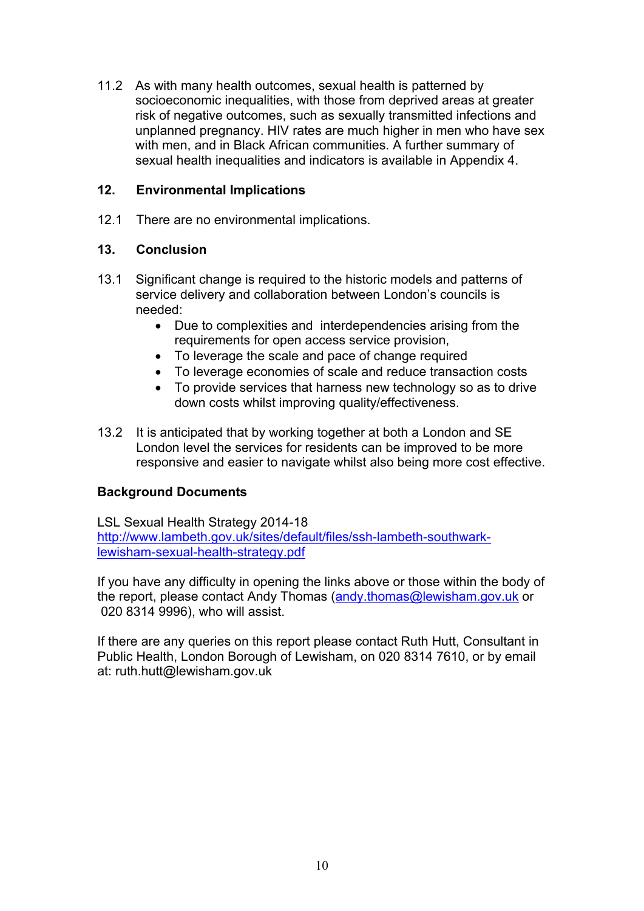11.2 As with many health outcomes, sexual health is patterned by socioeconomic inequalities, with those from deprived areas at greater risk of negative outcomes, such as sexually transmitted infections and unplanned pregnancy. HIV rates are much higher in men who have sex with men, and in Black African communities. A further summary of sexual health inequalities and indicators is available in Appendix 4.

## 12. Environmental Implications

12.1 There are no environmental implications.

## 13. Conclusion

13.1 Significant change is required to the historic models and patterns of service delivery and collaboration between London's councils is needed:

- Due to complexities and interdependencies arising from the requirements for open access service provision,
- To leverage the scale and pace of change required
- To leverage economies of scale and reduce transaction costs
- To provide services that harness new technology so as to drive down costs whilst improving quality/effectiveness.

13.2 It is anticipated that by working together at both a London and SE London level the services for residents can be improved to be more responsive and easier to navigate whilst also being more cost effective.

## Background Documents

LSL Sexual Health Strategy 2014-18
[http://www.lambeth.gov.uk/sites/default/files/ssh-lambeth-southwark-lewisham-sexual-health-strategy.pdf](http://www.lambeth.gov.uk/sites/default/files/ssh-lambeth-southwark-lewisham-sexual-health-strategy.pdf)

If you have any difficulty in opening the links above or those within the body of the report, please contact Andy Thomas (andy.thomas@lewisham.gov.uk or 020 8314 9996), who will assist.

If there are any queries on this report please contact Ruth Hutt, Consultant in Public Health, London Borough of Lewisham, on 020 8314 7610, or by email at: ruth.hutt@lewisham.gov.uk